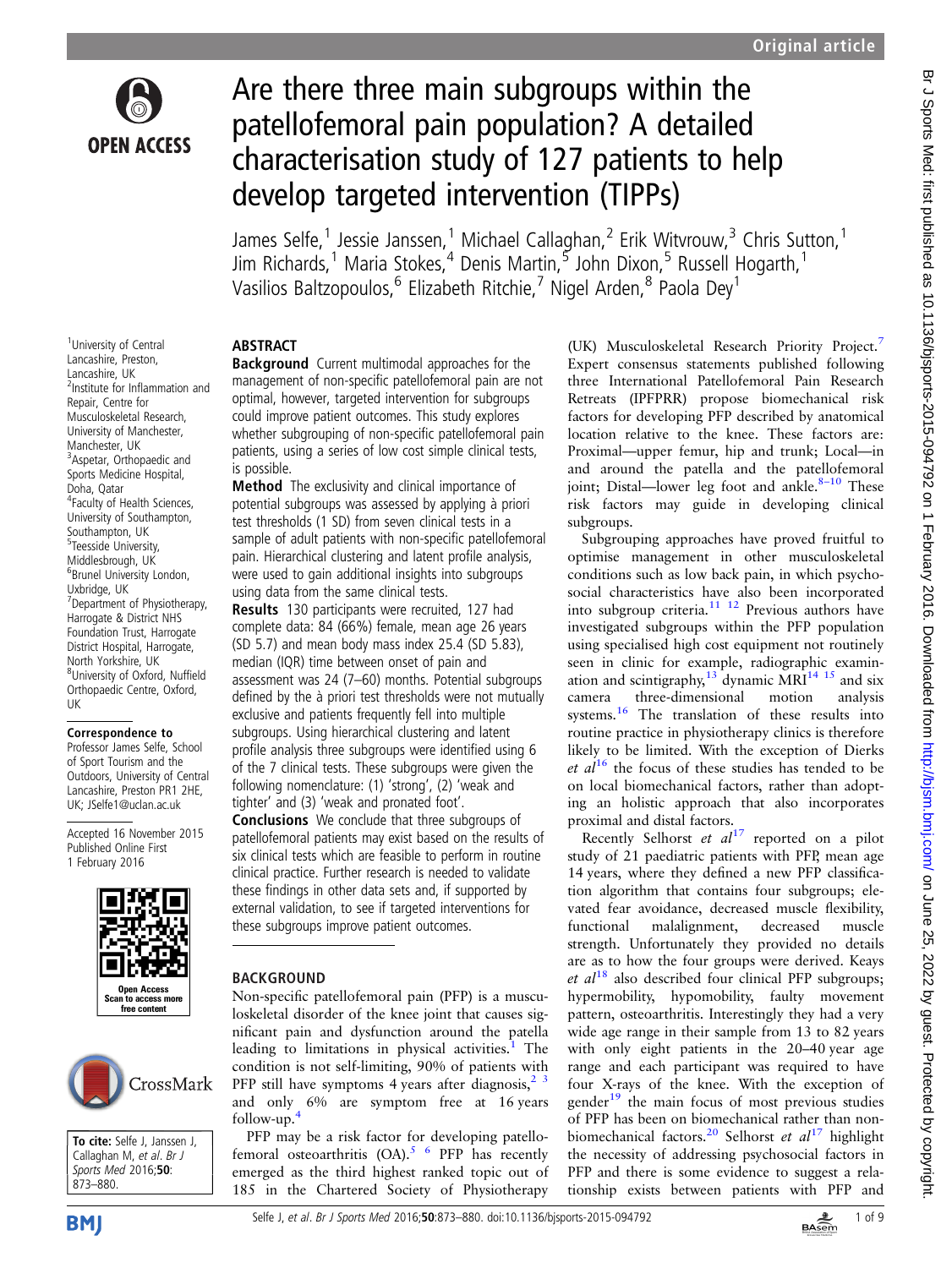Original article

# Are there three main subgroups within the patellofemoral pain population? A detailed characterisation study of 127 patients to help develop targeted intervention (TIPPs)

James Selfe,[1] Jessie Janssen,[1] Michael Callaghan,[2] Erik Witvrouw,[3] Chris Sutton,[1] Jim Richards,[1] Maria Stokes,[4] Denis Martin,[5] John Dixon,[5] Russell Hogarth,[1] Vasilios Baltzopoulos,[6] Elizabeth Ritchie,[7] Nigel Arden,[8] Paola Dey[1]

[1]University of Central Lancashire, Preston, Lancashire, UK
[2]Institute for Inflammation and Repair, Centre for Musculoskeletal Research, University of Manchester, Manchester, UK
[3]Aspetar, Orthopaedic and Sports Medicine Hospital, Doha, Qatar
[4]Faculty of Health Sciences, University of Southampton, Southampton, UK
[5]Teesside University, Middlesbrough, UK
[6]Brunel University London, Uxbridge, UK
[7]Department of Physiotherapy, Harrogate & District NHS Foundation Trust, Harrogate District Hospital, Harrogate, North Yorkshire, UK
[8]University of Oxford, Nuffield Orthopaedic Centre, Oxford, UK

**Correspondence to**
Professor James Selfe, School of Sport Tourism and the Outdoors, University of Central Lancashire, Preston PR1 2HE, UK; JSelfe1@uclan.ac.uk

Accepted 16 November 2015
Published Online First 1 February 2016

**To cite:** Selfe J, Janssen J, Callaghan M, *et al*. *Br J Sports Med* 2016;**50**:873–880.

## ABSTRACT

**Background** Current multimodal approaches for the management of non-specific patellofemoral pain are not optimal, however, targeted intervention for subgroups could improve patient outcomes. This study explores whether subgrouping of non-specific patellofemoral pain patients, using a series of low cost simple clinical tests, is possible.

**Method** The exclusivity and clinical importance of potential subgroups was assessed by applying à priori test thresholds (1 SD) from seven clinical tests in a sample of adult patients with non-specific patellofemoral pain. Hierarchical clustering and latent profile analysis, were used to gain additional insights into subgroups using data from the same clinical tests.

**Results** 130 participants were recruited, 127 had complete data: 84 (66%) female, mean age 26 years (SD 5.7) and mean body mass index 25.4 (SD 5.83), median (IQR) time between onset of pain and assessment was 24 (7–60) months. Potential subgroups defined by the à priori test thresholds were not mutually exclusive and patients frequently fell into multiple subgroups. Using hierarchical clustering and latent profile analysis three subgroups were identified using 6 of the 7 clinical tests. These subgroups were given the following nomenclature: (1) 'strong', (2) 'weak and tighter' and (3) 'weak and pronated foot'.

**Conclusions** We conclude that three subgroups of patellofemoral patients may exist based on the results of six clinical tests which are feasible to perform in routine clinical practice. Further research is needed to validate these findings in other data sets and, if supported by external validation, to see if targeted interventions for these subgroups improve patient outcomes.

## BACKGROUND

Non-specific patellofemoral pain (PFP) is a musculoskeletal disorder of the knee joint that causes significant pain and dysfunction around the patella leading to limitations in physical activities.[1] The condition is not self-limiting, 90% of patients with PFP still have symptoms 4 years after diagnosis,[2,3] and only 6% are symptom free at 16 years follow-up.[4]

PFP may be a risk factor for developing patellofemoral osteoarthritis (OA).[5,6] PFP has recently emerged as the third highest ranked topic out of 185 in the Chartered Society of Physiotherapy (UK) Musculoskeletal Research Priority Project.[7] Expert consensus statements published following three International Patellofemoral Pain Research Retreats (IPFPRR) propose biomechanical risk factors for developing PFP described by anatomical location relative to the knee. These factors are: Proximal—upper femur, hip and trunk; Local—in and around the patella and the patellofemoral joint; Distal—lower leg foot and ankle.[8–10] These risk factors may guide in developing clinical subgroups.

Subgrouping approaches have proved fruitful to optimise management in other musculoskeletal conditions such as low back pain, in which psychosocial characteristics have also been incorporated into subgroup criteria.[11,12] Previous authors have investigated subgroups within the PFP population using specialised high cost equipment not routinely seen in clinic for example, radiographic examination and scintigraphy,[13] dynamic MRI[14,15] and six camera three-dimensional motion analysis systems.[16] The translation of these results into routine practice in physiotherapy clinics is therefore likely to be limited. With the exception of Dierks *et al*[16] the focus of these studies has tended to be on local biomechanical factors, rather than adopting an holistic approach that also incorporates proximal and distal factors.

Recently Selhorst *et al*[17] reported on a pilot study of 21 paediatric patients with PFP, mean age 14 years, where they defined a new PFP classification algorithm that contains four subgroups; elevated fear avoidance, decreased muscle flexibility, functional malalignment, decreased muscle strength. Unfortunately they provided no details are as to how the four groups were derived. Keays *et al*[18] also described four clinical PFP subgroups; hypermobility, hypomobility, faulty movement pattern, osteoarthritis. Interestingly they had a very wide age range in their sample from 13 to 82 years with only eight patients in the 20–40 year age range and each participant was required to have four X-rays of the knee. With the exception of gender[19] the main focus of most previous studies of PFP has been on biomechanical rather than non-biomechanical factors.[20] Selhorst *et al*[17] highlight the necessity of addressing psychosocial factors in PFP and there is some evidence to suggest a relationship exists between patients with PFP and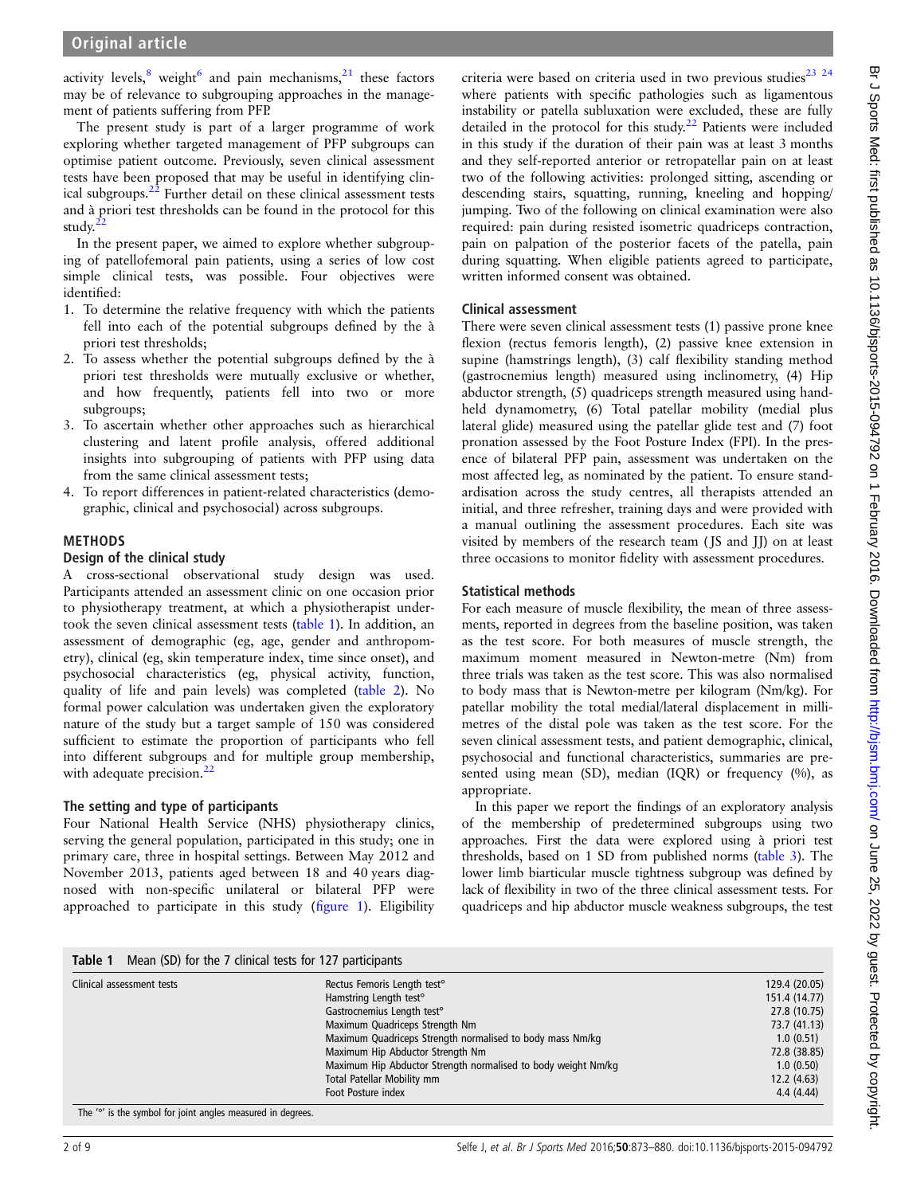activity levels,[8] weight[6] and pain mechanisms,[21] these factors may be of relevance to subgrouping approaches in the management of patients suffering from PFP.

The present study is part of a larger programme of work exploring whether targeted management of PFP subgroups can optimise patient outcome. Previously, seven clinical assessment tests have been proposed that may be useful in identifying clinical subgroups.[22] Further detail on these clinical assessment tests and à priori test thresholds can be found in the protocol for this study.[22]

In the present paper, we aimed to explore whether subgrouping of patellofemoral pain patients, using a series of low cost simple clinical tests, was possible. Four objectives were identified:

1. To determine the relative frequency with which the patients fell into each of the potential subgroups defined by the à priori test thresholds;
2. To assess whether the potential subgroups defined by the à priori test thresholds were mutually exclusive or whether, and how frequently, patients fell into two or more subgroups;
3. To ascertain whether other approaches such as hierarchical clustering and latent profile analysis, offered additional insights into subgrouping of patients with PFP using data from the same clinical assessment tests;
4. To report differences in patient-related characteristics (demographic, clinical and psychosocial) across subgroups.

## METHODS

### Design of the clinical study

A cross-sectional observational study design was used. Participants attended an assessment clinic on one occasion prior to physiotherapy treatment, at which a physiotherapist undertook the seven clinical assessment tests (table 1). In addition, an assessment of demographic (eg, age, gender and anthropometry), clinical (eg, skin temperature index, time since onset), and psychosocial characteristics (eg, physical activity, function, quality of life and pain levels) was completed (table 2). No formal power calculation was undertaken given the exploratory nature of the study but a target sample of 150 was considered sufficient to estimate the proportion of participants who fell into different subgroups and for multiple group membership, with adequate precision.[22]

### The setting and type of participants

Four National Health Service (NHS) physiotherapy clinics, serving the general population, participated in this study; one in primary care, three in hospital settings. Between May 2012 and November 2013, patients aged between 18 and 40 years diagnosed with non-specific unilateral or bilateral PFP were approached to participate in this study (figure 1). Eligibility criteria were based on criteria used in two previous studies[23 24] where patients with specific pathologies such as ligamentous instability or patella subluxation were excluded, these are fully detailed in the protocol for this study.[22] Patients were included in this study if the duration of their pain was at least 3 months and they self-reported anterior or retropatellar pain on at least two of the following activities: prolonged sitting, ascending or descending stairs, squatting, running, kneeling and hopping/jumping. Two of the following on clinical examination were also required: pain during resisted isometric quadriceps contraction, pain on palpation of the posterior facets of the patella, pain during squatting. When eligible patients agreed to participate, written informed consent was obtained.

### Clinical assessment

There were seven clinical assessment tests (1) passive prone knee flexion (rectus femoris length), (2) passive knee extension in supine (hamstrings length), (3) calf flexibility standing method (gastrocnemius length) measured using inclinometry, (4) Hip abductor strength, (5) quadriceps strength measured using handheld dynamometry, (6) Total patellar mobility (medial plus lateral glide) measured using the patellar glide test and (7) foot pronation assessed by the Foot Posture Index (FPI). In the presence of bilateral PFP pain, assessment was undertaken on the most affected leg, as nominated by the patient. To ensure standardisation across the study centres, all therapists attended an initial, and three refresher, training days and were provided with a manual outlining the assessment procedures. Each site was visited by members of the research team (JS and JJ) on at least three occasions to monitor fidelity with assessment procedures.

### Statistical methods

For each measure of muscle flexibility, the mean of three assessments, reported in degrees from the baseline position, was taken as the test score. For both measures of muscle strength, the maximum moment measured in Newton-metre (Nm) from three trials was taken as the test score. This was also normalised to body mass that is Newton-metre per kilogram (Nm/kg). For patellar mobility the total medial/lateral displacement in millimetres of the distal pole was taken as the test score. For the seven clinical assessment tests, and patient demographic, clinical, psychosocial and functional characteristics, summaries are presented using mean (SD), median (IQR) or frequency (%), as appropriate.

In this paper we report the findings of an exploratory analysis of the membership of predetermined subgroups using two approaches. First the data were explored using à priori test thresholds, based on 1 SD from published norms (table 3). The lower limb biarticular muscle tightness subgroup was defined by lack of flexibility in two of the three clinical assessment tests. For quadriceps and hip abductor muscle weakness subgroups, the test

**Table 1** Mean (SD) for the 7 clinical tests for 127 participants

| | | |
|---|---|---|
| Clinical assessment tests | Rectus Femoris Length test° | 129.4 (20.05) |
| | Hamstring Length test° | 151.4 (14.77) |
| | Gastrocnemius Length test° | 27.8 (10.75) |
| | Maximum Quadriceps Strength Nm | 73.7 (41.13) |
| | Maximum Quadriceps Strength normalised to body mass Nm/kg | 1.0 (0.51) |
| | Maximum Hip Abductor Strength Nm | 72.8 (38.85) |
| | Maximum Hip Abductor Strength normalised to body weight Nm/kg | 1.0 (0.50) |
| | Total Patellar Mobility mm | 12.2 (4.63) |
| | Foot Posture index | 4.4 (4.44) |

The '°' is the symbol for joint angles measured in degrees.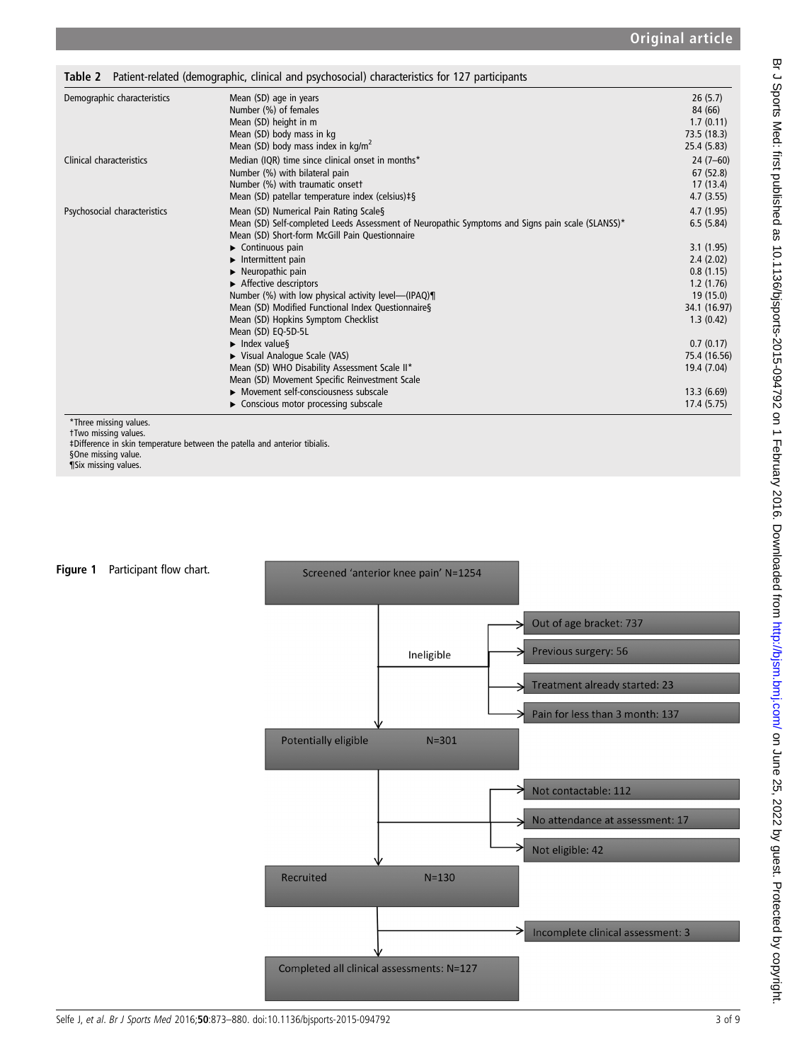**Table 2** Patient-related (demographic, clinical and psychosocial) characteristics for 127 participants

| | | |
|---|---|---|
| Demographic characteristics | Mean (SD) age in years | 26 (5.7) |
| | Number (%) of females | 84 (66) |
| | Mean (SD) height in m | 1.7 (0.11) |
| | Mean (SD) body mass in kg | 73.5 (18.3) |
| | Mean (SD) body mass index in kg/m$^2$ | 25.4 (5.83) |
| Clinical characteristics | Median (IQR) time since clinical onset in months* | 24 (7–60) |
| | Number (%) with bilateral pain | 67 (52.8) |
| | Number (%) with traumatic onset† | 17 (13.4) |
| | Mean (SD) patellar temperature index (celsius)‡§ | 4.7 (3.55) |
| Psychosocial characteristics | Mean (SD) Numerical Pain Rating Scale§ | 4.7 (1.95) |
| | Mean (SD) Self-completed Leeds Assessment of Neuropathic Symptoms and Signs pain scale (SLANSS)* | 6.5 (5.84) |
| | Mean (SD) Short-form McGill Pain Questionnaire | |
| | ▶ Continuous pain | 3.1 (1.95) |
| | ▶ Intermittent pain | 2.4 (2.02) |
| | ▶ Neuropathic pain | 0.8 (1.15) |
| | ▶ Affective descriptors | 1.2 (1.76) |
| | Number (%) with low physical activity level—(IPAQ)¶ | 19 (15.0) |
| | Mean (SD) Modified Functional Index Questionnaire§ | 34.1 (16.97) |
| | Mean (SD) Hopkins Symptom Checklist | 1.3 (0.42) |
| | Mean (SD) EQ-5D-5L | |
| | ▶ Index value§ | 0.7 (0.17) |
| | ▶ Visual Analogue Scale (VAS) | 75.4 (16.56) |
| | Mean (SD) WHO Disability Assessment Scale II* | 19.4 (7.04) |
| | Mean (SD) Movement Specific Reinvestment Scale | |
| | ▶ Movement self-consciousness subscale | 13.3 (6.69) |
| | ▶ Conscious motor processing subscale | 17.4 (5.75) |

*Three missing values.
†Two missing values.
‡Difference in skin temperature between the patella and anterior tibialis.
§One missing value.
¶Six missing values.

**Figure 1** Participant flow chart.

- Screened 'anterior knee pain' N=1254
  - Ineligible:
    - Out of age bracket: 737
    - Previous surgery: 56
    - Treatment already started: 23
    - Pain for less than 3 month: 137
- Potentially eligible N=301
  - Not contactable: 112
  - No attendance at assessment: 17
  - Not eligible: 42
- Recruited N=130
  - Incomplete clinical assessment: 3
- Completed all clinical assessments: N=127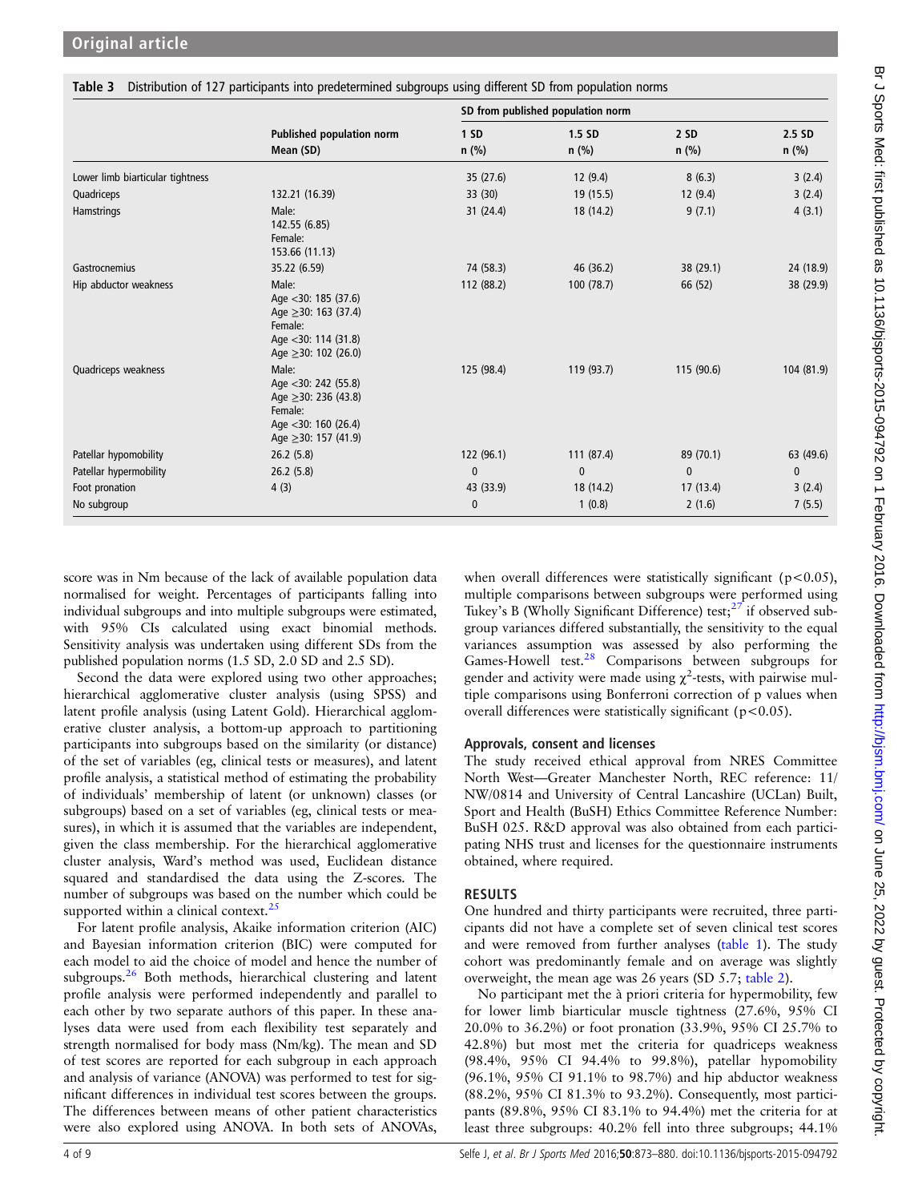**Table 3** Distribution of 127 participants into predetermined subgroups using different SD from population norms

| | Published population norm | SD from published population norm | | | |
|---|---|---|---|---|---|
| | Mean (SD) | 1 SD n (%) | 1.5 SD n (%) | 2 SD n (%) | 2.5 SD n (%) |
| Lower limb biarticular tightness | | 35 (27.6) | 12 (9.4) | 8 (6.3) | 3 (2.4) |
| Quadriceps | 132.21 (16.39) | 33 (30) | 19 (15.5) | 12 (9.4) | 3 (2.4) |
| Hamstrings | Male: 142.55 (6.85) Female: 153.66 (11.13) | 31 (24.4) | 18 (14.2) | 9 (7.1) | 4 (3.1) |
| Gastrocnemius | 35.22 (6.59) | 74 (58.3) | 46 (36.2) | 38 (29.1) | 24 (18.9) |
| Hip abductor weakness | Male: Age <30: 185 (37.6) Age ≥30: 163 (37.4) Female: Age <30: 114 (31.8) Age ≥30: 102 (26.0) | 112 (88.2) | 100 (78.7) | 66 (52) | 38 (29.9) |
| Quadriceps weakness | Male: Age <30: 242 (55.8) Age ≥30: 236 (43.8) Female: Age <30: 160 (26.4) Age ≥30: 157 (41.9) | 125 (98.4) | 119 (93.7) | 115 (90.6) | 104 (81.9) |
| Patellar hypomobility | 26.2 (5.8) | 122 (96.1) | 111 (87.4) | 89 (70.1) | 63 (49.6) |
| Patellar hypermobility | 26.2 (5.8) | 0 | 0 | 0 | 0 |
| Foot pronation | 4 (3) | 43 (33.9) | 18 (14.2) | 17 (13.4) | 3 (2.4) |
| No subgroup | | 0 | 1 (0.8) | 2 (1.6) | 7 (5.5) |

score was in Nm because of the lack of available population data normalised for weight. Percentages of participants falling into individual subgroups and into multiple subgroups were estimated, with 95% CIs calculated using exact binomial methods. Sensitivity analysis was undertaken using different SDs from the published population norms (1.5 SD, 2.0 SD and 2.5 SD).

Second the data were explored using two other approaches; hierarchical agglomerative cluster analysis (using SPSS) and latent profile analysis (using Latent Gold). Hierarchical agglomerative cluster analysis, a bottom-up approach to partitioning participants into subgroups based on the similarity (or distance) of the set of variables (eg, clinical tests or measures), and latent profile analysis, a statistical method of estimating the probability of individuals' membership of latent (or unknown) classes (or subgroups) based on a set of variables (eg, clinical tests or measures), in which it is assumed that the variables are independent, given the class membership. For the hierarchical agglomerative cluster analysis, Ward's method was used, Euclidean distance squared and standardised the data using the Z-scores. The number of subgroups was based on the number which could be supported within a clinical context.[25]

For latent profile analysis, Akaike information criterion (AIC) and Bayesian information criterion (BIC) were computed for each model to aid the choice of model and hence the number of subgroups.[26] Both methods, hierarchical clustering and latent profile analysis were performed independently and parallel to each other by two separate authors of this paper. In these analyses data were used from each flexibility test separately and strength normalised for body mass (Nm/kg). The mean and SD of test scores are reported for each subgroup in each approach and analysis of variance (ANOVA) was performed to test for significant differences in individual test scores between the groups. The differences between means of other patient characteristics were also explored using ANOVA. In both sets of ANOVAs, when overall differences were statistically significant ($p<0.05$), multiple comparisons between subgroups were performed using Tukey's B (Wholly Significant Difference) test;[27] if observed subgroup variances differed substantially, the sensitivity to the equal variances assumption was assessed by also performing the Games-Howell test.[28] Comparisons between subgroups for gender and activity were made using $\chi^2$-tests, with pairwise multiple comparisons using Bonferroni correction of p values when overall differences were statistically significant ($p<0.05$).

### Approvals, consent and licenses

The study received ethical approval from NRES Committee North West—Greater Manchester North, REC reference: 11/NW/0814 and University of Central Lancashire (UCLan) Built, Sport and Health (BuSH) Ethics Committee Reference Number: BuSH 025. R&D approval was also obtained from each participating NHS trust and licenses for the questionnaire instruments obtained, where required.

## RESULTS

One hundred and thirty participants were recruited, three participants did not have a complete set of seven clinical test scores and were removed from further analyses (table 1). The study cohort was predominantly female and on average was slightly overweight, the mean age was 26 years (SD 5.7; table 2).

No participant met the à priori criteria for hypermobility, few for lower limb biarticular muscle tightness (27.6%, 95% CI 20.0% to 36.2%) or foot pronation (33.9%, 95% CI 25.7% to 42.8%) but most met the criteria for quadriceps weakness (98.4%, 95% CI 94.4% to 99.8%), patellar hypomobility (96.1%, 95% CI 91.1% to 98.7%) and hip abductor weakness (88.2%, 95% CI 81.3% to 93.2%). Consequently, most participants (89.8%, 95% CI 83.1% to 94.4%) met the criteria for at least three subgroups: 40.2% fell into three subgroups; 44.1%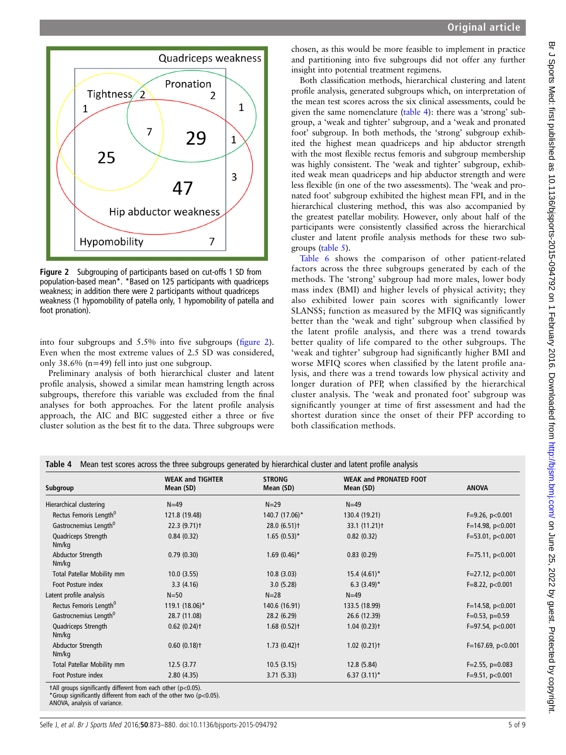Quadriceps weakness
Tightness
Pronation
Hip abductor weakness
Hypomobility
2
2
1
1
7
29
1
25
3
47
7

**Figure 2** Subgrouping of participants based on cut-offs 1 SD from population-based mean*. *Based on 125 participants with quadriceps weakness; in addition there were 2 participants without quadriceps weakness (1 hypomobility of patella only, 1 hypomobility of patella and foot pronation).

into four subgroups and 5.5% into five subgroups (figure 2). Even when the most extreme values of 2.5 SD was considered, only 38.6% (n=49) fell into just one subgroup.

Preliminary analysis of both hierarchical cluster and latent profile analysis, showed a similar mean hamstring length across subgroups, therefore this variable was excluded from the final analyses for both approaches. For the latent profile analysis approach, the AIC and BIC suggested either a three or five cluster solution as the best fit to the data. Three subgroups were chosen, as this would be more feasible to implement in practice and partitioning into five subgroups did not offer any further insight into potential treatment regimens.

Both classification methods, hierarchical clustering and latent profile analysis, generated subgroups which, on interpretation of the mean test scores across the six clinical assessments, could be given the same nomenclature (table 4): there was a 'strong' subgroup, a 'weak and tighter' subgroup, and a 'weak and pronated foot' subgroup. In both methods, the 'strong' subgroup exhibited the highest mean quadriceps and hip abductor strength with the most flexible rectus femoris and subgroup membership was highly consistent. The 'weak and tighter' subgroup, exhibited weak mean quadriceps and hip abductor strength and were less flexible (in one of the two assessments). The 'weak and pronated foot' subgroup exhibited the highest mean FPI, and in the hierarchical clustering method, this was also accompanied by the greatest patellar mobility. However, only about half of the participants were consistently classified across the hierarchical cluster and latent profile analysis methods for these two subgroups (table 5).

Table 6 shows the comparison of other patient-related factors across the three subgroups generated by each of the methods. The 'strong' subgroup had more males, lower body mass index (BMI) and higher levels of physical activity; they also exhibited lower pain scores with significantly lower SLANSS; function as measured by the MFIQ was significantly better than the 'weak and tight' subgroup when classified by the latent profile analysis, and there was a trend towards better quality of life compared to the other subgroups. The 'weak and tighter' subgroup had significantly higher BMI and worse MFIQ scores when classified by the latent profile analysis, and there was a trend towards low physical activity and longer duration of PFP, when classified by the hierarchical cluster analysis. The 'weak and pronated foot' subgroup was significantly younger at time of first assessment and had the shortest duration since the onset of their PFP according to both classification methods.

**Table 4** Mean test scores across the three subgroups generated by hierarchical cluster and latent profile analysis

| Subgroup | WEAK and TIGHTER Mean (SD) | STRONG Mean (SD) | WEAK and PRONATED FOOT Mean (SD) | ANOVA |
|---|---|---|---|---|
| Hierarchical clustering | N=49 | N=29 | N=49 | |
| Rectus Femoris Length° | 121.8 (19.48) | 140.7 (17.06)* | 130.4 (19.21) | F=9.26, p<0.001 |
| Gastrocnemius Length° | 22.3 (9.71)† | 28.0 (6.51)† | 33.1 (11.21)† | F=14.98, p<0.001 |
| Quadriceps Strength Nm/kg | 0.84 (0.32) | 1.65 (0.53)* | 0.82 (0.32) | F=53.01, p<0.001 |
| Abductor Strength Nm/kg | 0.79 (0.30) | 1.69 (0.46)* | 0.83 (0.29) | F=75.11, p<0.001 |
| Total Patellar Mobility mm | 10.0 (3.55) | 10.8 (3.03) | 15.4 (4.61)* | F=27.12, p<0.001 |
| Foot Posture index | 3.3 (4.16) | 3.0 (5.28) | 6.3 (3.49)* | F=8.22, p<0.001 |
| Latent profile analysis | N=50 | N=28 | N=49 | |
| Rectus Femoris Length° | 119.1 (18.06)* | 140.6 (16.91) | 133.5 (18.99) | F=14.58, p<0.001 |
| Gastrocnemius Length° | 28.7 (11.08) | 28.2 (6.29) | 26.6 (12.39) | F=0.53, p=0.59 |
| Quadriceps Strength Nm/kg | 0.62 (0.24)† | 1.68 (0.52)† | 1.04 (0.23)† | F=97.54, p<0.001 |
| Abductor Strength Nm/kg | 0.60 (0.18)† | 1.73 (0.42)† | 1.02 (0.21)† | F=167.69, p<0.001 |
| Total Patellar Mobility mm | 12.5 (3.77 | 10.5 (3.15) | 12.8 (5.84) | F=2.55, p=0.083 |
| Foot Posture index | 2.80 (4.35) | 3.71 (5.33) | 6.37 (3.11)* | F=9.51, p<0.001 |

†All groups significantly different from each other (p<0.05).
*Group significantly different from each of the other two (p<0.05).
ANOVA, analysis of variance.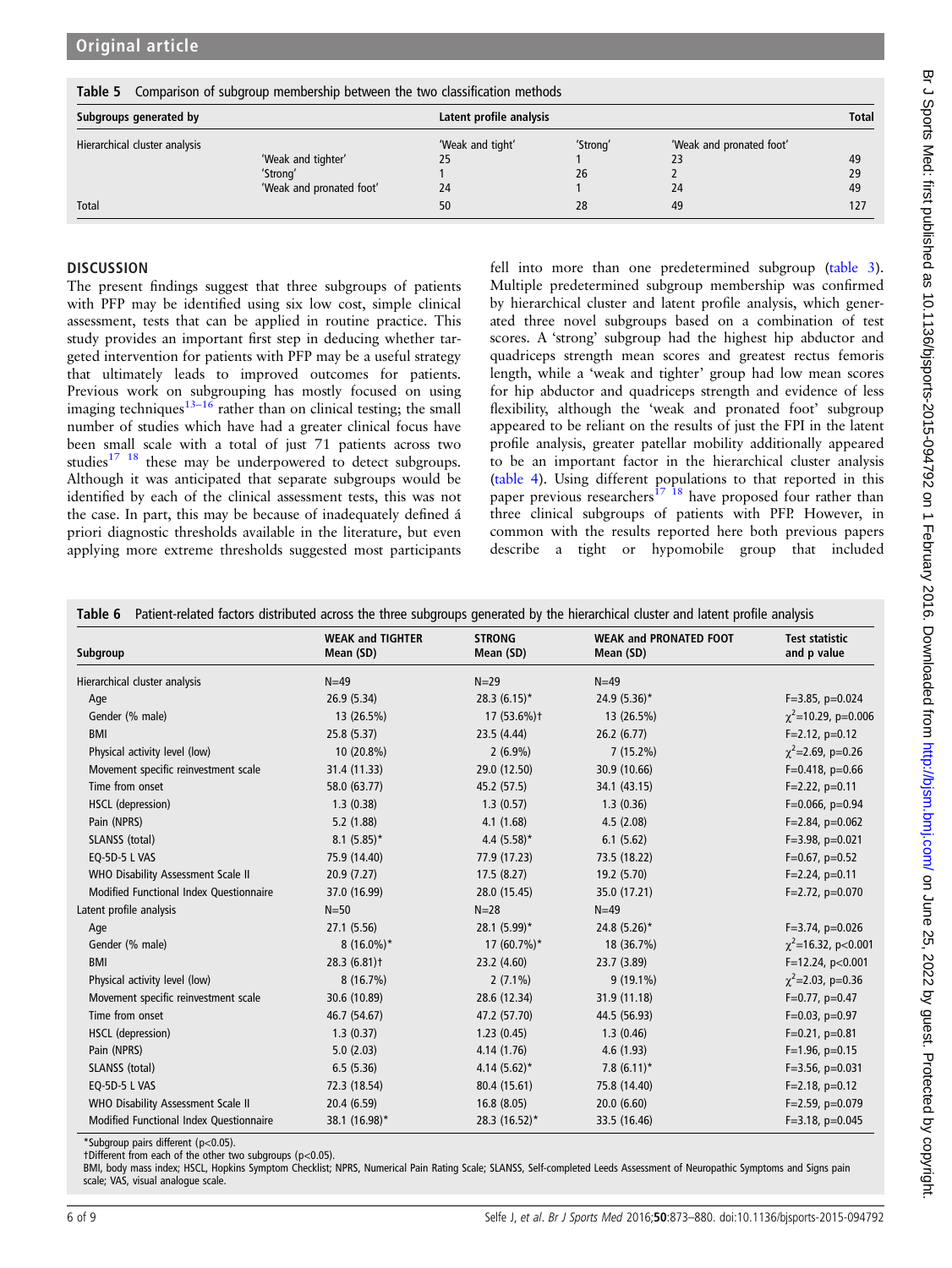**Table 5** Comparison of subgroup membership between the two classification methods

| Subgroups generated by | | Latent profile analysis | | | Total |
|---|---|---|---|---|---|
| Hierarchical cluster analysis | | 'Weak and tight' | 'Strong' | 'Weak and pronated foot' | |
| | 'Weak and tighter' | 25 | 1 | 23 | 49 |
| | 'Strong' | 1 | 26 | 2 | 29 |
| | 'Weak and pronated foot' | 24 | 1 | 24 | 49 |
| Total | | 50 | 28 | 49 | 127 |

## DISCUSSION

The present findings suggest that three subgroups of patients with PFP may be identified using six low cost, simple clinical assessment, tests that can be applied in routine practice. This study provides an important first step in deducing whether targeted intervention for patients with PFP may be a useful strategy that ultimately leads to improved outcomes for patients. Previous work on subgrouping has mostly focused on using imaging techniques[13–16] rather than on clinical testing; the small number of studies which have had a greater clinical focus have been small scale with a total of just 71 patients across two studies[17 18] these may be underpowered to detect subgroups. Although it was anticipated that separate subgroups would be identified by each of the clinical assessment tests, this was not the case. In part, this may be because of inadequately defined á priori diagnostic thresholds available in the literature, but even applying more extreme thresholds suggested most participants fell into more than one predetermined subgroup (table 3). Multiple predetermined subgroup membership was confirmed by hierarchical cluster and latent profile analysis, which generated three novel subgroups based on a combination of test scores. A 'strong' subgroup had the highest hip abductor and quadriceps strength mean scores and greatest rectus femoris length, while a 'weak and tighter' group had low mean scores for hip abductor and quadriceps strength and evidence of less flexibility, although the 'weak and pronated foot' subgroup appeared to be reliant on the results of just the FPI in the latent profile analysis, greater patellar mobility additionally appeared to be an important factor in the hierarchical cluster analysis (table 4). Using different populations to that reported in this paper previous researchers[17 18] have proposed four rather than three clinical subgroups of patients with PFP. However, in common with the results reported here both previous papers describe a tight or hypomobile group that included

**Table 6** Patient-related factors distributed across the three subgroups generated by the hierarchical cluster and latent profile analysis

| Subgroup | WEAK and TIGHTER Mean (SD) | STRONG Mean (SD) | WEAK and PRONATED FOOT Mean (SD) | Test statistic and p value |
|---|---|---|---|---|
| Hierarchical cluster analysis | N=49 | N=29 | N=49 | |
| Age | 26.9 (5.34) | 28.3 (6.15)* | 24.9 (5.36)* | F=3.85, p=0.024 |
| Gender (% male) | 13 (26.5%) | 17 (53.6%)† | 13 (26.5%) | $\chi^2$=10.29, p=0.006 |
| BMI | 25.8 (5.37) | 23.5 (4.44) | 26.2 (6.77) | F=2.12, p=0.12 |
| Physical activity level (low) | 10 (20.8%) | 2 (6.9%) | 7 (15.2%) | $\chi^2$=2.69, p=0.26 |
| Movement specific reinvestment scale | 31.4 (11.33) | 29.0 (12.50) | 30.9 (10.66) | F=0.418, p=0.66 |
| Time from onset | 58.0 (63.77) | 45.2 (57.5) | 34.1 (43.15) | F=2.22, p=0.11 |
| HSCL (depression) | 1.3 (0.38) | 1.3 (0.57) | 1.3 (0.36) | F=0.066, p=0.94 |
| Pain (NPRS) | 5.2 (1.88) | 4.1 (1.68) | 4.5 (2.08) | F=2.84, p=0.062 |
| SLANSS (total) | 8.1 (5.85)* | 4.4 (5.58)* | 6.1 (5.62) | F=3.98, p=0.021 |
| EQ-5D-5 L VAS | 75.9 (14.40) | 77.9 (17.23) | 73.5 (18.22) | F=0.67, p=0.52 |
| WHO Disability Assessment Scale II | 20.9 (7.27) | 17.5 (8.27) | 19.2 (5.70) | F=2.24, p=0.11 |
| Modified Functional Index Questionnaire | 37.0 (16.99) | 28.0 (15.45) | 35.0 (17.21) | F=2.72, p=0.070 |
| Latent profile analysis | N=50 | N=28 | N=49 | |
| Age | 27.1 (5.56) | 28.1 (5.99)* | 24.8 (5.26)* | F=3.74, p=0.026 |
| Gender (% male) | 8 (16.0%)* | 17 (60.7%)* | 18 (36.7%) | $\chi^2$=16.32, p<0.001 |
| BMI | 28.3 (6.81)† | 23.2 (4.60) | 23.7 (3.89) | F=12.24, p<0.001 |
| Physical activity level (low) | 8 (16.7%) | 2 (7.1%) | 9 (19.1%) | $\chi^2$=2.03, p=0.36 |
| Movement specific reinvestment scale | 30.6 (10.89) | 28.6 (12.34) | 31.9 (11.18) | F=0.77, p=0.47 |
| Time from onset | 46.7 (54.67) | 47.2 (57.70) | 44.5 (56.93) | F=0.03, p=0.97 |
| HSCL (depression) | 1.3 (0.37) | 1.23 (0.45) | 1.3 (0.46) | F=0.21, p=0.81 |
| Pain (NPRS) | 5.0 (2.03) | 4.14 (1.76) | 4.6 (1.93) | F=1.96, p=0.15 |
| SLANSS (total) | 6.5 (5.36) | 4.14 (5.62)* | 7.8 (6.11)* | F=3.56, p=0.031 |
| EQ-5D-5 L VAS | 72.3 (18.54) | 80.4 (15.61) | 75.8 (14.40) | F=2.18, p=0.12 |
| WHO Disability Assessment Scale II | 20.4 (6.59) | 16.8 (8.05) | 20.0 (6.60) | F=2.59, p=0.079 |
| Modified Functional Index Questionnaire | 38.1 (16.98)* | 28.3 (16.52)* | 33.5 (16.46) | F=3.18, p=0.045 |

*Subgroup pairs different (p<0.05).
†Different from each of the other two subgroups (p<0.05).
BMI, body mass index; HSCL, Hopkins Symptom Checklist; NPRS, Numerical Pain Rating Scale; SLANSS, Self-completed Leeds Assessment of Neuropathic Symptoms and Signs pain scale; VAS, visual analogue scale.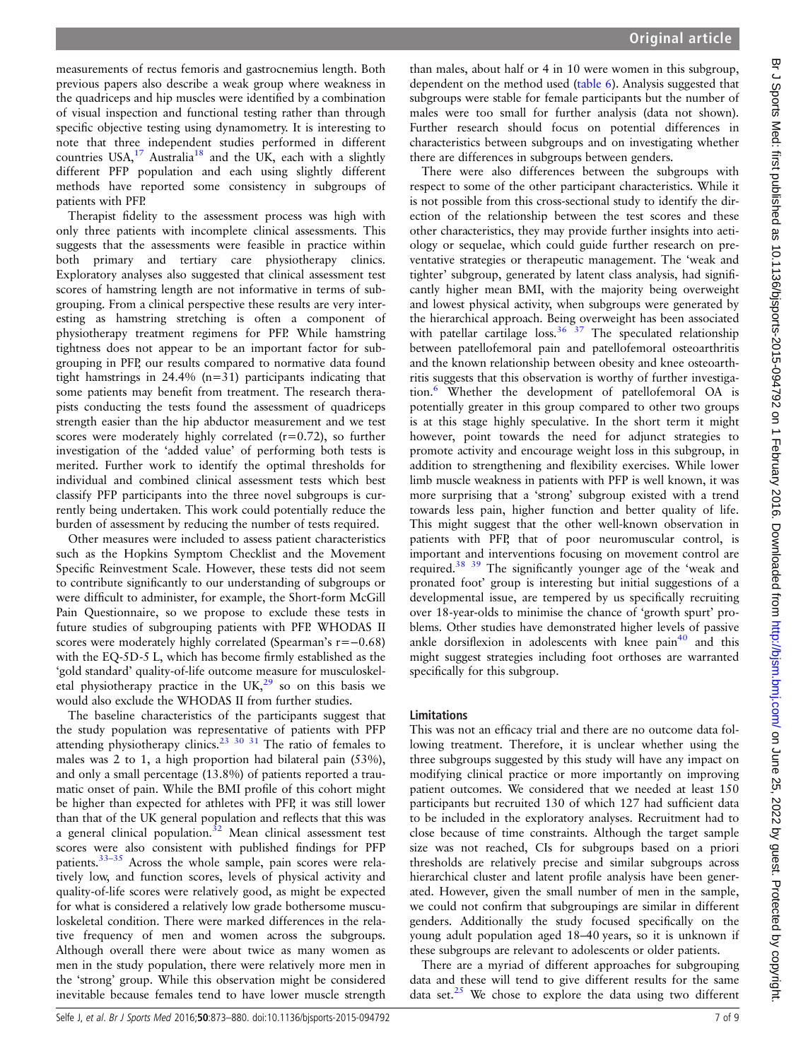measurements of rectus femoris and gastrocnemius length. Both previous papers also describe a weak group where weakness in the quadriceps and hip muscles were identified by a combination of visual inspection and functional testing rather than through specific objective testing using dynamometry. It is interesting to note that three independent studies performed in different countries USA,[17] Australia[18] and the UK, each with a slightly different PFP population and each using slightly different methods have reported some consistency in subgroups of patients with PFP.

Therapist fidelity to the assessment process was high with only three patients with incomplete clinical assessments. This suggests that the assessments were feasible in practice within both primary and tertiary care physiotherapy clinics. Exploratory analyses also suggested that clinical assessment test scores of hamstring length are not informative in terms of subgrouping. From a clinical perspective these results are very interesting as hamstring stretching is often a component of physiotherapy treatment regimens for PFP. While hamstring tightness does not appear to be an important factor for subgrouping in PFP, our results compared to normative data found tight hamstrings in 24.4% (n=31) participants indicating that some patients may benefit from treatment. The research therapists conducting the tests found the assessment of quadriceps strength easier than the hip abductor measurement and we test scores were moderately highly correlated (r=0.72), so further investigation of the 'added value' of performing both tests is merited. Further work to identify the optimal thresholds for individual and combined clinical assessment tests which best classify PFP participants into the three novel subgroups is currently being undertaken. This work could potentially reduce the burden of assessment by reducing the number of tests required.

Other measures were included to assess patient characteristics such as the Hopkins Symptom Checklist and the Movement Specific Reinvestment Scale. However, these tests did not seem to contribute significantly to our understanding of subgroups or were difficult to administer, for example, the Short-form McGill Pain Questionnaire, so we propose to exclude these tests in future studies of subgrouping patients with PFP. WHODAS II scores were moderately highly correlated (Spearman's r=−0.68) with the EQ-5D-5 L, which has become firmly established as the 'gold standard' quality-of-life outcome measure for musculoskeletal physiotherapy practice in the UK,[29] so on this basis we would also exclude the WHODAS II from further studies.

The baseline characteristics of the participants suggest that the study population was representative of patients with PFP attending physiotherapy clinics.[23 30 31] The ratio of females to males was 2 to 1, a high proportion had bilateral pain (53%), and only a small percentage (13.8%) of patients reported a traumatic onset of pain. While the BMI profile of this cohort might be higher than expected for athletes with PFP, it was still lower than that of the UK general population and reflects that this was a general clinical population.[32] Mean clinical assessment test scores were also consistent with published findings for PFP patients.[33–35] Across the whole sample, pain scores were relatively low, and function scores, levels of physical activity and quality-of-life scores were relatively good, as might be expected for what is considered a relatively low grade bothersome musculoskeletal condition. There were marked differences in the relative frequency of men and women across the subgroups. Although overall there were about twice as many women as men in the study population, there were relatively more men in the 'strong' group. While this observation might be considered inevitable because females tend to have lower muscle strength than males, about half or 4 in 10 were women in this subgroup, dependent on the method used (table 6). Analysis suggested that subgroups were stable for female participants but the number of males were too small for further analysis (data not shown). Further research should focus on potential differences in characteristics between subgroups and on investigating whether there are differences in subgroups between genders.

There were also differences between the subgroups with respect to some of the other participant characteristics. While it is not possible from this cross-sectional study to identify the direction of the relationship between the test scores and these other characteristics, they may provide further insights into aetiology or sequelae, which could guide further research on preventative strategies or therapeutic management. The 'weak and tighter' subgroup, generated by latent class analysis, had significantly higher mean BMI, with the majority being overweight and lowest physical activity, when subgroups were generated by the hierarchical approach. Being overweight has been associated with patellar cartilage loss.[36 37] The speculated relationship between patellofemoral pain and patellofemoral osteoarthritis and the known relationship between obesity and knee osteoarthritis suggests that this observation is worthy of further investigation.[6] Whether the development of patellofemoral OA is potentially greater in this group compared to other two groups is at this stage highly speculative. In the short term it might however, point towards the need for adjunct strategies to promote activity and encourage weight loss in this subgroup, in addition to strengthening and flexibility exercises. While lower limb muscle weakness in patients with PFP is well known, it was more surprising that a 'strong' subgroup existed with a trend towards less pain, higher function and better quality of life. This might suggest that the other well-known observation in patients with PFP, that of poor neuromuscular control, is important and interventions focusing on movement control are required.[38 39] The significantly younger age of the 'weak and pronated foot' group is interesting but initial suggestions of a developmental issue, are tempered by us specifically recruiting over 18-year-olds to minimise the chance of 'growth spurt' problems. Other studies have demonstrated higher levels of passive ankle dorsiflexion in adolescents with knee pain[40] and this might suggest strategies including foot orthoses are warranted specifically for this subgroup.

## Limitations

This was not an efficacy trial and there are no outcome data following treatment. Therefore, it is unclear whether using the three subgroups suggested by this study will have any impact on modifying clinical practice or more importantly on improving patient outcomes. We considered that we needed at least 150 participants but recruited 130 of which 127 had sufficient data to be included in the exploratory analyses. Recruitment had to close because of time constraints. Although the target sample size was not reached, CIs for subgroups based on a priori thresholds are relatively precise and similar subgroups across hierarchical cluster and latent profile analysis have been generated. However, given the small number of men in the sample, we could not confirm that subgroupings are similar in different genders. Additionally the study focused specifically on the young adult population aged 18–40 years, so it is unknown if these subgroups are relevant to adolescents or older patients.

There are a myriad of different approaches for subgrouping data and these will tend to give different results for the same data set.[25] We chose to explore the data using two different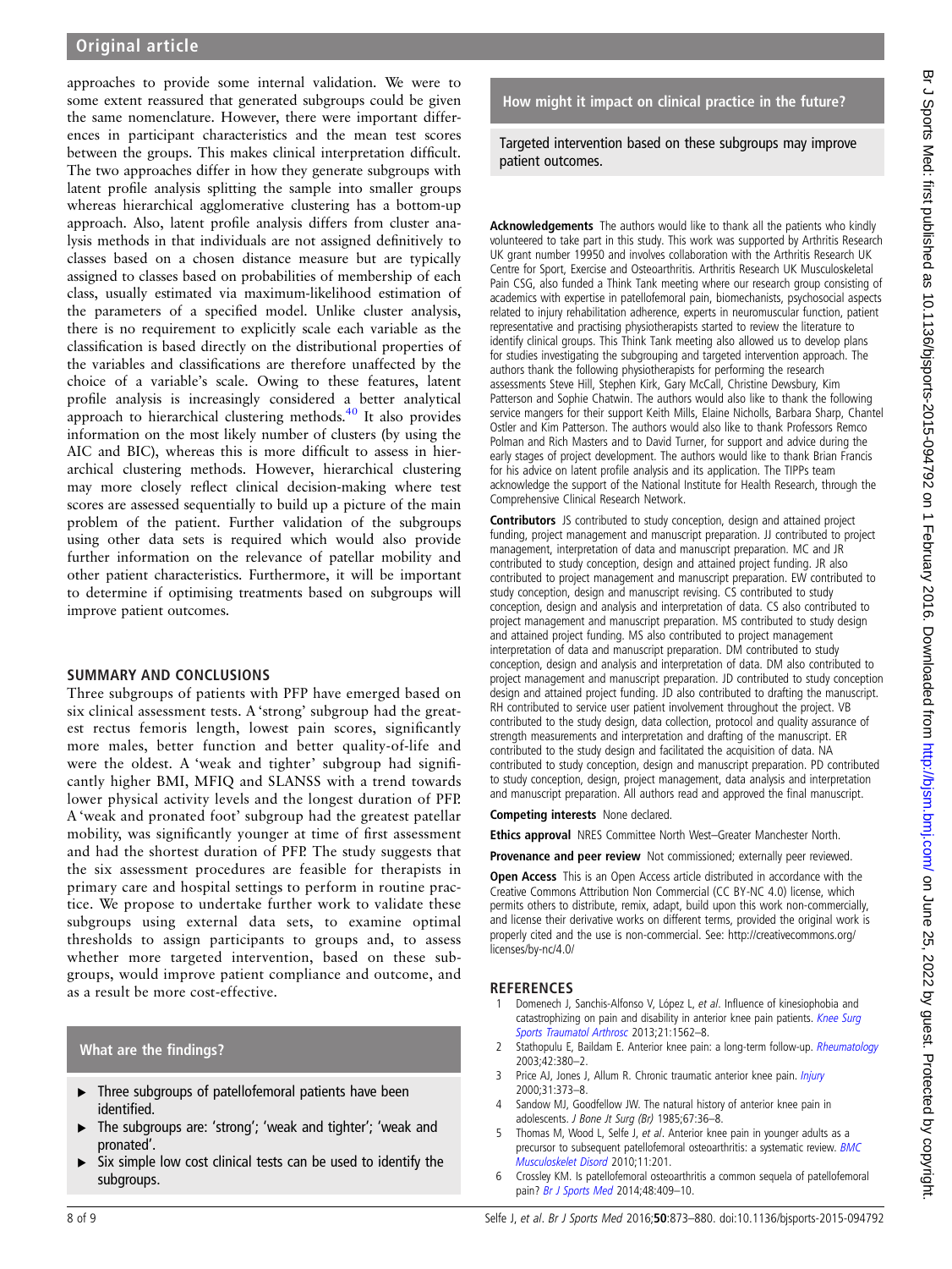approaches to provide some internal validation. We were to some extent reassured that generated subgroups could be given the same nomenclature. However, there were important differences in participant characteristics and the mean test scores between the groups. This makes clinical interpretation difficult. The two approaches differ in how they generate subgroups with latent profile analysis splitting the sample into smaller groups whereas hierarchical agglomerative clustering has a bottom-up approach. Also, latent profile analysis differs from cluster analysis methods in that individuals are not assigned definitively to classes based on a chosen distance measure but are typically assigned to classes based on probabilities of membership of each class, usually estimated via maximum-likelihood estimation of the parameters of a specified model. Unlike cluster analysis, there is no requirement to explicitly scale each variable as the classification is based directly on the distributional properties of the variables and classifications are therefore unaffected by the choice of a variable's scale. Owing to these features, latent profile analysis is increasingly considered a better analytical approach to hierarchical clustering methods.[40] It also provides information on the most likely number of clusters (by using the AIC and BIC), whereas this is more difficult to assess in hierarchical clustering methods. However, hierarchical clustering may more closely reflect clinical decision-making where test scores are assessed sequentially to build up a picture of the main problem of the patient. Further validation of the subgroups using other data sets is required which would also provide further information on the relevance of patellar mobility and other patient characteristics. Furthermore, it will be important to determine if optimising treatments based on subgroups will improve patient outcomes.

## SUMMARY AND CONCLUSIONS

Three subgroups of patients with PFP have emerged based on six clinical assessment tests. A 'strong' subgroup had the greatest rectus femoris length, lowest pain scores, significantly more males, better function and better quality-of-life and were the oldest. A 'weak and tighter' subgroup had significantly higher BMI, MFIQ and SLANSS with a trend towards lower physical activity levels and the longest duration of PFP. A 'weak and pronated foot' subgroup had the greatest patellar mobility, was significantly younger at time of first assessment and had the shortest duration of PFP. The study suggests that the six assessment procedures are feasible for therapists in primary care and hospital settings to perform in routine practice. We propose to undertake further work to validate these subgroups using external data sets, to examine optimal thresholds to assign participants to groups and, to assess whether more targeted intervention, based on these subgroups, would improve patient compliance and outcome, and as a result be more cost-effective.

### What are the findings?

- Three subgroups of patellofemoral patients have been identified.
- The subgroups are: 'strong'; 'weak and tighter'; 'weak and pronated'.
- Six simple low cost clinical tests can be used to identify the subgroups.

### How might it impact on clinical practice in the future?

Targeted intervention based on these subgroups may improve patient outcomes.

**Acknowledgements** The authors would like to thank all the patients who kindly volunteered to take part in this study. This work was supported by Arthritis Research UK grant number 19950 and involves collaboration with the Arthritis Research UK Centre for Sport, Exercise and Osteoarthritis. Arthritis Research UK Musculoskeletal Pain CSG, also funded a Think Tank meeting where our research group consisting of academics with expertise in patellofemoral pain, biomechanists, psychosocial aspects related to injury rehabilitation adherence, experts in neuromuscular function, patient representative and practising physiotherapists started to review the literature to identify clinical groups. This Think Tank meeting also allowed us to develop plans for studies investigating the subgrouping and targeted intervention approach. The authors thank the following physiotherapists for performing the research assessments Steve Hill, Stephen Kirk, Gary McCall, Christine Dewsbury, Kim Patterson and Sophie Chatwin. The authors would also like to thank the following service mangers for their support Keith Mills, Elaine Nicholls, Barbara Sharp, Chantel Ostler and Kim Patterson. The authors would also like to thank Professors Remco Polman and Rich Masters and to David Turner, for support and advice during the early stages of project development. The authors would like to thank Brian Francis for his advice on latent profile analysis and its application. The TIPPs team acknowledge the support of the National Institute for Health Research, through the Comprehensive Clinical Research Network.

**Contributors** JS contributed to study conception, design and attained project funding, project management and manuscript preparation. JJ contributed to project management, interpretation of data and manuscript preparation. MC and JR contributed to study conception, design and attained project funding. JR also contributed to project management and manuscript preparation. EW contributed to study conception, design and manuscript revising. CS contributed to study conception, design and analysis and interpretation of data. CS also contributed to project management and manuscript preparation. MS contributed to study design and attained project funding. MS also contributed to project management interpretation of data and manuscript preparation. DM contributed to study conception, design and analysis and interpretation of data. DM also contributed to project management and manuscript preparation. JD contributed to study conception design and attained project funding. JD also contributed to drafting the manuscript. RH contributed to service user patient involvement throughout the project. VB contributed to the study design, data collection, protocol and quality assurance of strength measurements and interpretation and drafting of the manuscript. ER contributed to the study design and facilitated the acquisition of data. NA contributed to study conception, design and manuscript preparation. PD contributed to study conception, design, project management, data analysis and interpretation and manuscript preparation. All authors read and approved the final manuscript.

**Competing interests** None declared.

**Ethics approval** NRES Committee North West–Greater Manchester North.

**Provenance and peer review** Not commissioned; externally peer reviewed.

**Open Access** This is an Open Access article distributed in accordance with the Creative Commons Attribution Non Commercial (CC BY-NC 4.0) license, which permits others to distribute, remix, adapt, build upon this work non-commercially, and license their derivative works on different terms, provided the original work is properly cited and the use is non-commercial. See: http://creativecommons.org/licenses/by-nc/4.0/

## REFERENCES

1. Domenech J, Sanchis-Alfonso V, López L, *et al*. Influence of kinesiophobia and catastrophizing on pain and disability in anterior knee pain patients. *Knee Surg Sports Traumatol Arthrosc* 2013;21:1562–8.
2. Stathopulu E, Baildam E. Anterior knee pain: a long-term follow-up. *Rheumatology* 2003;42:380–2.
3. Price AJ, Jones J, Allum R. Chronic traumatic anterior knee pain. *Injury* 2000;31:373–8.
4. Sandow MJ, Goodfellow JW. The natural history of anterior knee pain in adolescents. *J Bone Jt Surg (Br)* 1985;67:36–8.
5. Thomas M, Wood L, Selfe J, *et al*. Anterior knee pain in younger adults as a precursor to subsequent patellofemoral osteoarthritis: a systematic review. *BMC Musculoskelet Disord* 2010;11:201.
6. Crossley KM. Is patellofemoral osteoarthritis a common sequela of patellofemoral pain? *Br J Sports Med* 2014;48:409–10.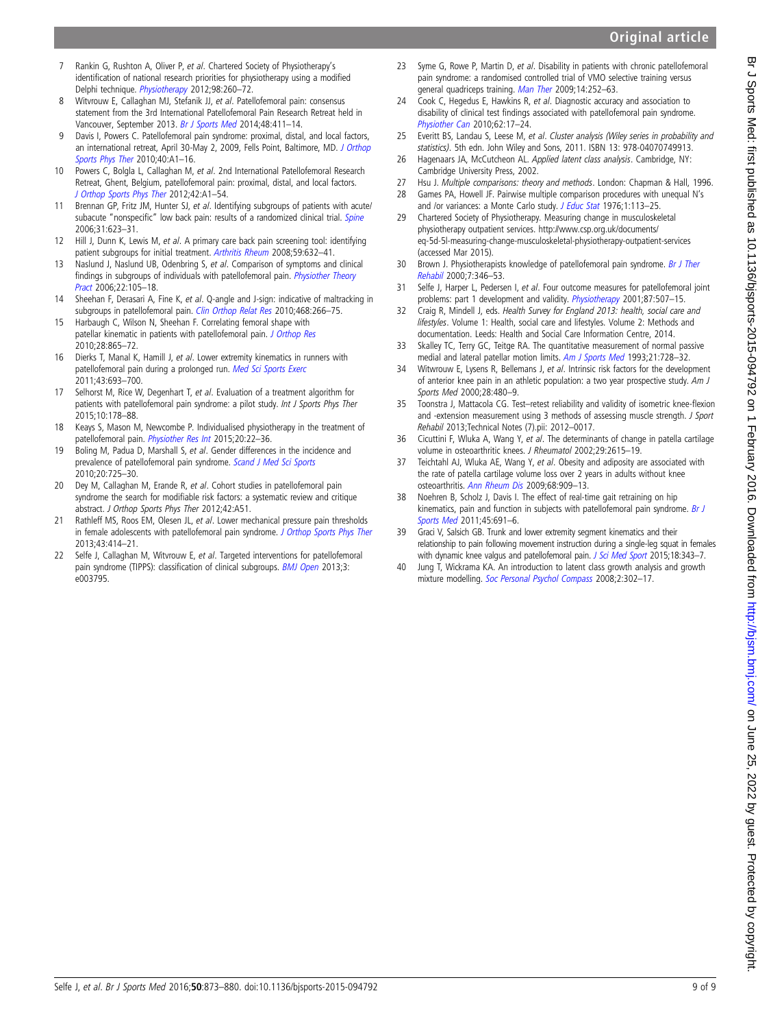7 Rankin G, Rushton A, Oliver P, *et al*. Chartered Society of Physiotherapy's identification of national research priorities for physiotherapy using a modified Delphi technique. *Physiotherapy* 2012;98:260–72.

8 Witvrouw E, Callaghan MJ, Stefanik JJ, *et al*. Patellofemoral pain: consensus statement from the 3rd International Patellofemoral Pain Research Retreat held in Vancouver, September 2013. *Br J Sports Med* 2014;48:411–14.

9 Davis I, Powers C. Patellofemoral pain syndrome: proximal, distal, and local factors, an international retreat, April 30-May 2, 2009, Fells Point, Baltimore, MD. *J Orthop Sports Phys Ther* 2010;40:A1–16.

10 Powers C, Bolgla L, Callaghan M, *et al*. 2nd International Patellofemoral Research Retreat, Ghent, Belgium, patellofemoral pain: proximal, distal, and local factors. *J Orthop Sports Phys Ther* 2012;42:A1–54.

11 Brennan GP, Fritz JM, Hunter SJ, *et al*. Identifying subgroups of patients with acute/subacute "nonspecific" low back pain: results of a randomized clinical trial. *Spine* 2006;31:623–31.

12 Hill J, Dunn K, Lewis M, *et al*. A primary care back pain screening tool: identifying patient subgroups for initial treatment. *Arthritis Rheum* 2008;59:632–41.

13 Naslund J, Naslund UB, Odenbring S, *et al*. Comparison of symptoms and clinical findings in subgroups of individuals with patellofemoral pain. *Physiother Theory Pract* 2006;22:105–18.

14 Sheehan F, Derasari A, Fine K, *et al*. Q-angle and J-sign: indicative of maltracking in subgroups in patellofemoral pain. *Clin Orthop Relat Res* 2010;468:266–75.

15 Harbaugh C, Wilson N, Sheehan F. Correlating femoral shape with patellar kinematic in patients with patellofemoral pain. *J Orthop Res* 2010;28:865–72.

16 Dierks T, Manal K, Hamill J, *et al*. Lower extremity kinematics in runners with patellofemoral pain during a prolonged run. *Med Sci Sports Exerc* 2011;43:693–700.

17 Selhorst M, Rice W, Degenhart T, *et al*. Evaluation of a treatment algorithm for patients with patellofemoral pain syndrome: a pilot study. *Int J Sports Phys Ther* 2015;10:178–88.

18 Keays S, Mason M, Newcombe P. Individualised physiotherapy in the treatment of patellofemoral pain. *Physiother Res Int* 2015;20:22–36.

19 Boling M, Padua D, Marshall S, *et al*. Gender differences in the incidence and prevalence of patellofemoral pain syndrome. *Scand J Med Sci Sports* 2010;20:725–30.

20 Dey M, Callaghan M, Erande R, *et al*. Cohort studies in patellofemoral pain syndrome the search for modifiable risk factors: a systematic review and critique abstract. *J Orthop Sports Phys Ther* 2012;42:A51.

21 Rathleff MS, Roos EM, Olesen JL, *et al*. Lower mechanical pressure pain thresholds in female adolescents with patellofemoral pain syndrome. *J Orthop Sports Phys Ther* 2013;43:414–21.

22 Selfe J, Callaghan M, Witvrouw E, *et al*. Targeted interventions for patellofemoral pain syndrome (TIPPS): classification of clinical subgroups. *BMJ Open* 2013;3:e003795.

23 Syme G, Rowe P, Martin D, *et al*. Disability in patients with chronic patellofemoral pain syndrome: a randomised controlled trial of VMO selective training versus general quadriceps training. *Man Ther* 2009;14:252–63.

24 Cook C, Hegedus E, Hawkins R, *et al*. Diagnostic accuracy and association to disability of clinical test findings associated with patellofemoral pain syndrome. *Physiother Can* 2010;62:17–24.

25 Everitt BS, Landau S, Leese M, *et al*. *Cluster analysis (Wiley series in probability and statistics)*. 5th edn. John Wiley and Sons, 2011. ISBN 13: 978-04070749913.

26 Hagenaars JA, McCutcheon AL. *Applied latent class analysis*. Cambridge, NY: Cambridge University Press, 2002.

27 Hsu J. *Multiple comparisons: theory and methods*. London: Chapman & Hall, 1996.

28 Games PA, Howell JF. Pairwise multiple comparison procedures with unequal N's and /or variances: a Monte Carlo study. *J Educ Stat* 1976;1:113–25.

29 Chartered Society of Physiotherapy. Measuring change in musculoskeletal physiotherapy outpatient services. http://www.csp.org.uk/documents/eq-5d-5l-measuring-change-musculoskeletal-physiotherapy-outpatient-services (accessed Mar 2015).

30 Brown J. Physiotherapists knowledge of patellofemoral pain syndrome. *Br J Ther Rehabil* 2000;7:346–53.

31 Selfe J, Harper L, Pedersen I, *et al*. Four outcome measures for patellofemoral joint problems: part 1 development and validity. *Physiotherapy* 2001;87:507–15.

32 Craig R, Mindell J, eds. *Health Survey for England 2013: health, social care and lifestyles*. Volume 1: Health, social care and lifestyles. Volume 2: Methods and documentation. Leeds: Health and Social Care Information Centre, 2014.

33 Skalley TC, Terry GC, Teitge RA. The quantitative measurement of normal passive medial and lateral patellar motion limits. *Am J Sports Med* 1993;21:728–32.

34 Witvrouw E, Lysens R, Bellemans J, *et al*. Intrinsic risk factors for the development of anterior knee pain in an athletic population: a two year prospective study. *Am J Sports Med* 2000;28:480–9.

35 Toonstra J, Mattacola CG. Test–retest reliability and validity of isometric knee-flexion and -extension measurement using 3 methods of assessing muscle strength. *J Sport Rehabil* 2013;Technical Notes (7).pii: 2012–0017.

36 Cicuttini F, Wluka A, Wang Y, *et al*. The determinants of change in patella cartilage volume in osteoarthritic knees. *J Rheumatol* 2002;29:2615–19.

37 Teichtahl AJ, Wluka AE, Wang Y, *et al*. Obesity and adiposity are associated with the rate of patella cartilage volume loss over 2 years in adults without knee osteoarthritis. *Ann Rheum Dis* 2009;68:909–13.

38 Noehren B, Scholz J, Davis I. The effect of real-time gait retraining on hip kinematics, pain and function in subjects with patellofemoral pain syndrome. *Br J Sports Med* 2011;45:691–6.

39 Graci V, Salsich GB. Trunk and lower extremity segment kinematics and their relationship to pain following movement instruction during a single-leg squat in females with dynamic knee valgus and patellofemoral pain. *J Sci Med Sport* 2015;18:343–7.

40 Jung T, Wickrama KA. An introduction to latent class growth analysis and growth mixture modelling. *Soc Personal Psychol Compass* 2008;2:302–17.